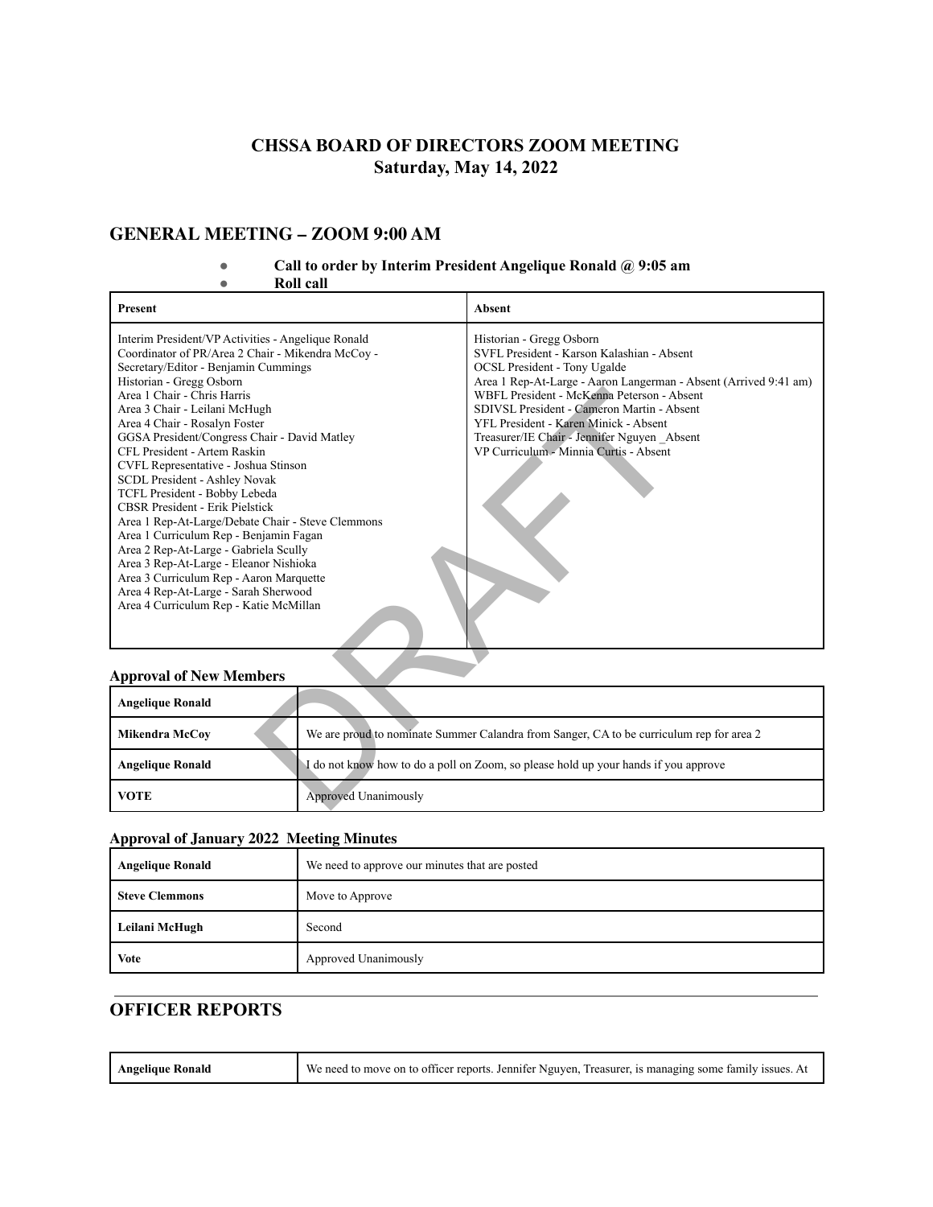**CHSSA BOARD OF DIRECTORS ZOOM MEETING**
**Saturday, May 14, 2022**

## GENERAL MEETING – ZOOM 9:00 AM

- **Call to order by Interim President Angelique Ronald @ 9:05 am**
- **Roll call**

| Present | Absent |
|---|---|
| Interim President/VP Activities - Angelique Ronald<br>Coordinator of PR/Area 2 Chair - Mikendra McCoy -<br>Secretary/Editor - Benjamin Cummings<br>Historian - Gregg Osborn<br>Area 1 Chair - Chris Harris<br>Area 3 Chair - Leilani McHugh<br>Area 4 Chair - Rosalyn Foster<br>GGSA President/Congress Chair - David Matley<br>CFL President - Artem Raskin<br>CVFL Representative - Joshua Stinson<br>SCDL President - Ashley Novak<br>TCFL President - Bobby Lebeda<br>CBSR President - Erik Pielstick<br>Area 1 Rep-At-Large/Debate Chair - Steve Clemmons<br>Area 1 Curriculum Rep - Benjamin Fagan<br>Area 2 Rep-At-Large - Gabriela Scully<br>Area 3 Rep-At-Large - Eleanor Nishioka<br>Area 3 Curriculum Rep - Aaron Marquette<br>Area 4 Rep-At-Large - Sarah Sherwood<br>Area 4 Curriculum Rep - Katie McMillan | Historian - Gregg Osborn<br>SVFL President - Karson Kalashian - Absent<br>OCSL President - Tony Ugalde<br>Area 1 Rep-At-Large - Aaron Langerman - Absent (Arrived 9:41 am)<br>WBFL President - McKenna Peterson - Absent<br>SDIVSL President - Cameron Martin - Absent<br>YFL President - Karen Minick - Absent<br>Treasurer/IE Chair - Jennifer Nguyen _Absent<br>VP Curriculum - Minnia Curtis - Absent |

### Approval of New Members

| Angelique Ronald | |
|---|---|
| **Mikendra McCoy** | We are proud to nominate Summer Calandra from Sanger, CA to be curriculum rep for area 2 |
| **Angelique Ronald** | I do not know how to do a poll on Zoom, so please hold up your hands if you approve |
| **VOTE** | Approved Unanimously |

### Approval of January 2022 Meeting Minutes

| Angelique Ronald | We need to approve our minutes that are posted |
|---|---|
| **Steve Clemmons** | Move to Approve |
| **Leilani McHugh** | Second |
| **Vote** | Approved Unanimously |

---

## OFFICER REPORTS

| Angelique Ronald | We need to move on to officer reports. Jennifer Nguyen, Treasurer, is managing some family issues. At |
|---|---|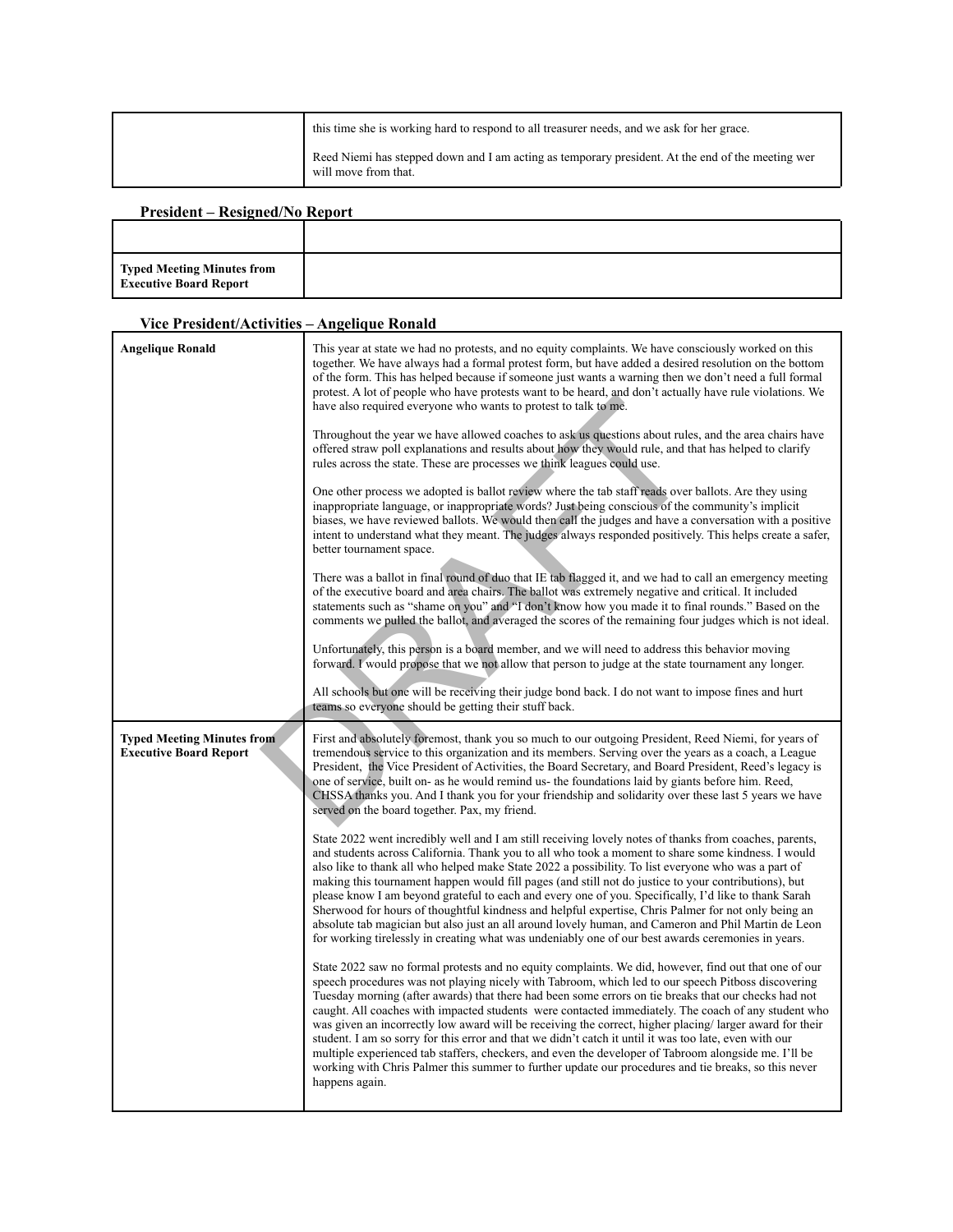| | |
|---|---|
| | this time she is working hard to respond to all treasurer needs, and we ask for her grace.<br><br>Reed Niemi has stepped down and I am acting as temporary president. At the end of the meeting wer will move from that. |

### President – Resigned/No Report

| | |
|---|---|
| | |
| **Typed Meeting Minutes from Executive Board Report** | |

### Vice President/Activities – Angelique Ronald

| | |
|---|---|
| **Angelique Ronald** | This year at state we had no protests, and no equity complaints. We have consciously worked on this together. We have always had a formal protest form, but have added a desired resolution on the bottom of the form. This has helped because if someone just wants a warning then we don't need a full formal protest. A lot of people who have protests want to be heard, and don't actually have rule violations. We have also required everyone who wants to protest to talk to me.<br><br>Throughout the year we have allowed coaches to ask us questions about rules, and the area chairs have offered straw poll explanations and results about how they would rule, and that has helped to clarify rules across the state. These are processes we think leagues could use.<br><br>One other process we adopted is ballot review where the tab staff reads over ballots. Are they using inappropriate language, or inappropriate words? Just being conscious of the community's implicit biases, we have reviewed ballots. We would then call the judges and have a conversation with a positive intent to understand what they meant. The judges always responded positively. This helps create a safer, better tournament space.<br><br>There was a ballot in final round of duo that IE tab flagged it, and we had to call an emergency meeting of the executive board and area chairs. The ballot was extremely negative and critical. It included statements such as "shame on you" and "I don't know how you made it to final rounds." Based on the comments we pulled the ballot, and averaged the scores of the remaining four judges which is not ideal.<br><br>Unfortunately, this person is a board member, and we will need to address this behavior moving forward. I would propose that we not allow that person to judge at the state tournament any longer.<br><br>All schools but one will be receiving their judge bond back. I do not want to impose fines and hurt teams so everyone should be getting their stuff back. |
| **Typed Meeting Minutes from Executive Board Report** | First and absolutely foremost, thank you so much to our outgoing President, Reed Niemi, for years of tremendous service to this organization and its members. Serving over the years as a coach, a League President, the Vice President of Activities, the Board Secretary, and Board President, Reed's legacy is one of service, built on- as he would remind us- the foundations laid by giants before him. Reed, CHSSA thanks you. And I thank you for your friendship and solidarity over these last 5 years we have served on the board together. Pax, my friend.<br><br>State 2022 went incredibly well and I am still receiving lovely notes of thanks from coaches, parents, and students across California. Thank you to all who took a moment to share some kindness. I would also like to thank all who helped make State 2022 a possibility. To list everyone who was a part of making this tournament happen would fill pages (and still not do justice to your contributions), but please know I am beyond grateful to each and every one of you. Specifically, I'd like to thank Sarah Sherwood for hours of thoughtful kindness and helpful expertise, Chris Palmer for not only being an absolute tab magician but also just an all around lovely human, and Cameron and Phil Martin de Leon for working tirelessly in creating what was undeniably one of our best awards ceremonies in years.<br><br>State 2022 saw no formal protests and no equity complaints. We did, however, find out that one of our speech procedures was not playing nicely with Tabroom, which led to our speech Pitboss discovering Tuesday morning (after awards) that there had been some errors on tie breaks that our checks had not caught. All coaches with impacted students were contacted immediately. The coach of any student who was given an incorrectly low award will be receiving the correct, higher placing/ larger award for their student. I am so sorry for this error and that we didn't catch it until it was too late, even with our multiple experienced tab staffers, checkers, and even the developer of Tabroom alongside me. I'll be working with Chris Palmer this summer to further update our procedures and tie breaks, so this never happens again. |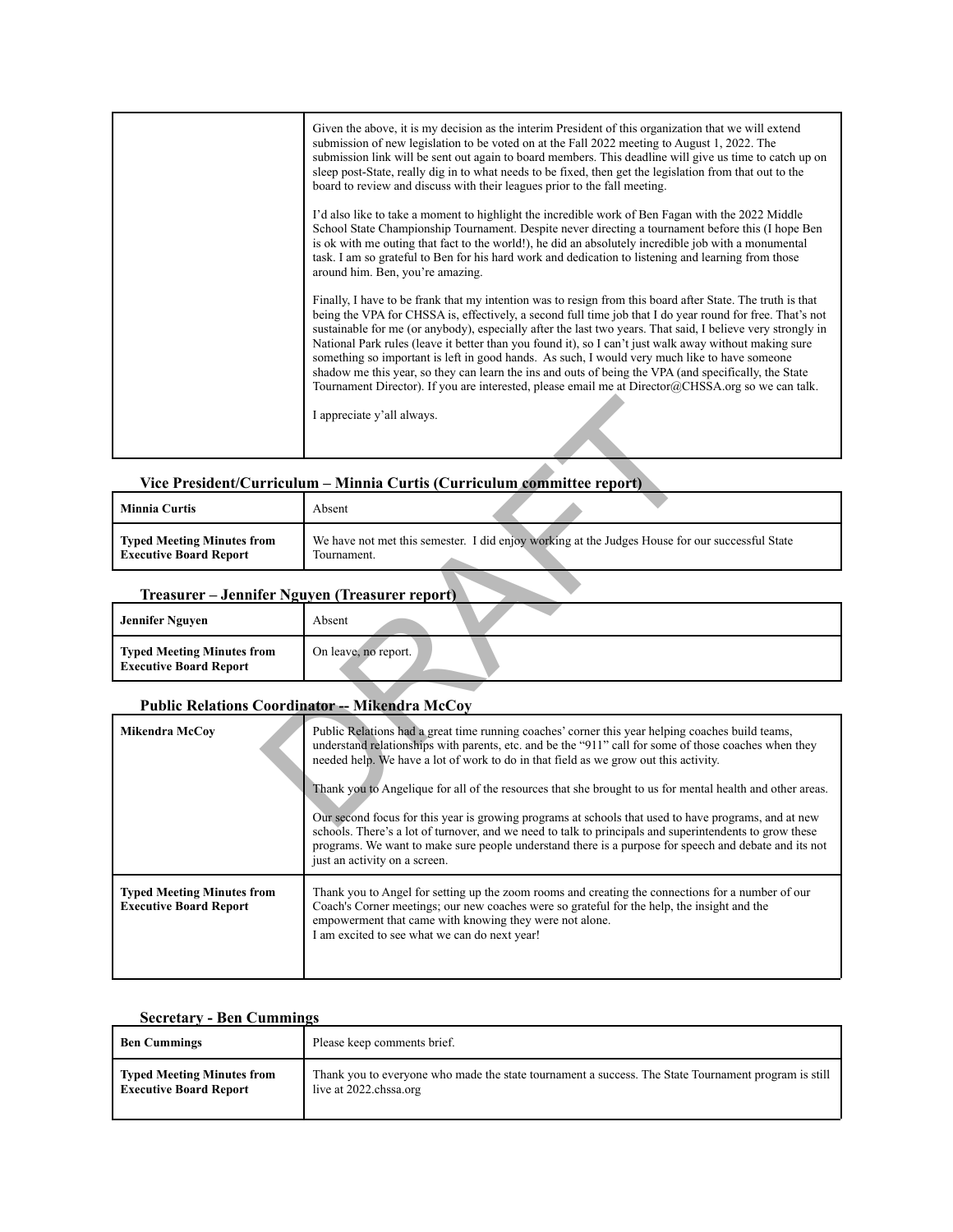| | |
|---|---|
| | Given the above, it is my decision as the interim President of this organization that we will extend submission of new legislation to be voted on at the Fall 2022 meeting to August 1, 2022. The submission link will be sent out again to board members. This deadline will give us time to catch up on sleep post-State, really dig in to what needs to be fixed, then get the legislation from that out to the board to review and discuss with their leagues prior to the fall meeting.<br><br>I'd also like to take a moment to highlight the incredible work of Ben Fagan with the 2022 Middle School State Championship Tournament. Despite never directing a tournament before this (I hope Ben is ok with me outing that fact to the world!), he did an absolutely incredible job with a monumental task. I am so grateful to Ben for his hard work and dedication to listening and learning from those around him. Ben, you're amazing.<br><br>Finally, I have to be frank that my intention was to resign from this board after State. The truth is that being the VPA for CHSSA is, effectively, a second full time job that I do year round for free. That's not sustainable for me (or anybody), especially after the last two years. That said, I believe very strongly in National Park rules (leave it better than you found it), so I can't just walk away without making sure something so important is left in good hands. As such, I would very much like to have someone shadow me this year, so they can learn the ins and outs of being the VPA (and specifically, the State Tournament Director). If you are interested, please email me at Director@CHSSA.org so we can talk.<br><br>I appreciate y'all always. |

### Vice President/Curriculum – Minnia Curtis (Curriculum committee report)

| | |
|---|---|
| **Minnia Curtis** | Absent |
| **Typed Meeting Minutes from Executive Board Report** | We have not met this semester. I did enjoy working at the Judges House for our successful State Tournament. |

### Treasurer – Jennifer Nguyen (Treasurer report)

| | |
|---|---|
| **Jennifer Nguyen** | Absent |
| **Typed Meeting Minutes from Executive Board Report** | On leave, no report. |

### Public Relations Coordinator -- Mikendra McCoy

| | |
|---|---|
| **Mikendra McCoy** | Public Relations had a great time running coaches' corner this year helping coaches build teams, understand relationships with parents, etc. and be the "911" call for some of those coaches when they needed help. We have a lot of work to do in that field as we grow out this activity.<br><br>Thank you to Angelique for all of the resources that she brought to us for mental health and other areas.<br><br>Our second focus for this year is growing programs at schools that used to have programs, and at new schools. There's a lot of turnover, and we need to talk to principals and superintendents to grow these programs. We want to make sure people understand there is a purpose for speech and debate and its not just an activity on a screen. |
| **Typed Meeting Minutes from Executive Board Report** | Thank you to Angel for setting up the zoom rooms and creating the connections for a number of our Coach's Corner meetings; our new coaches were so grateful for the help, the insight and the empowerment that came with knowing they were not alone.<br>I am excited to see what we can do next year! |

### Secretary - Ben Cummings

| | |
|---|---|
| **Ben Cummings** | Please keep comments brief. |
| **Typed Meeting Minutes from Executive Board Report** | Thank you to everyone who made the state tournament a success. The State Tournament program is still live at 2022.chssa.org |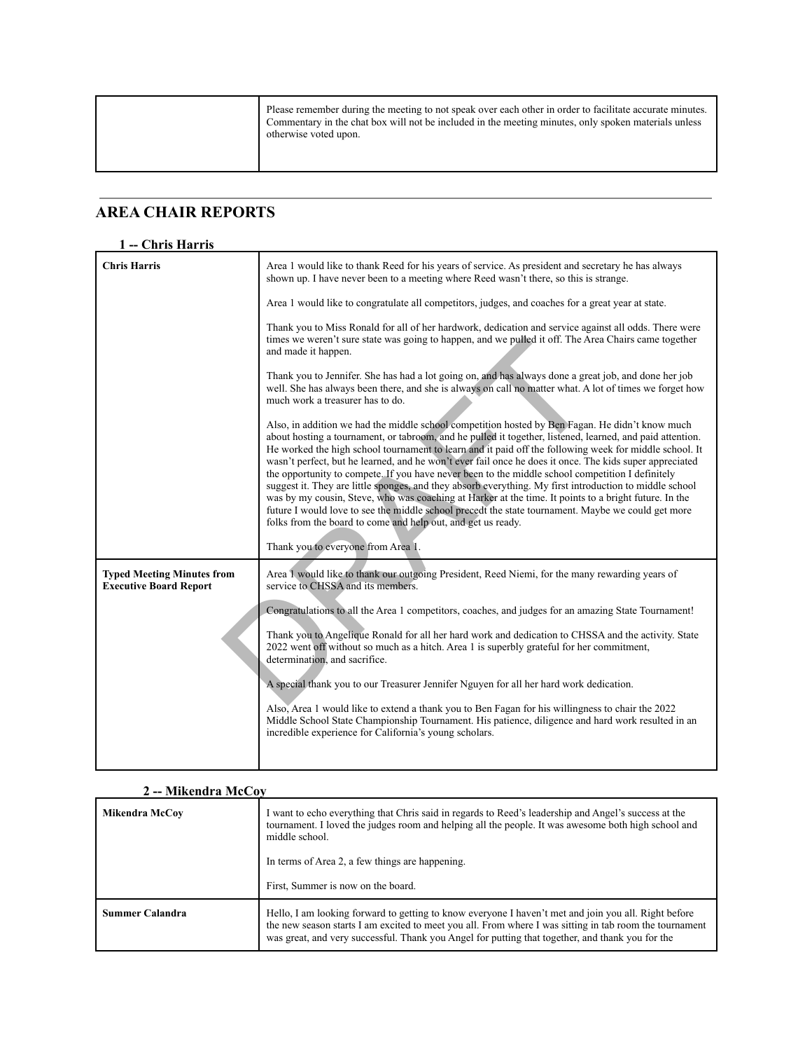| | Please remember during the meeting to not speak over each other in order to facilitate accurate minutes. Commentary in the chat box will not be included in the meeting minutes, only spoken materials unless otherwise voted upon. |
|---|---|

---

## AREA CHAIR REPORTS

### 1 -- Chris Harris

| | |
|---|---|
| **Chris Harris** | Area 1 would like to thank Reed for his years of service. As president and secretary he has always shown up. I have never been to a meeting where Reed wasn't there, so this is strange.<br><br>Area 1 would like to congratulate all competitors, judges, and coaches for a great year at state.<br><br>Thank you to Miss Ronald for all of her hardwork, dedication and service against all odds. There were times we weren't sure state was going to happen, and we pulled it off. The Area Chairs came together and made it happen.<br><br>Thank you to Jennifer. She has had a lot going on, and has always done a great job, and done her job well. She has always been there, and she is always on call no matter what. A lot of times we forget how much work a treasurer has to do.<br><br>Also, in addition we had the middle school competition hosted by Ben Fagan. He didn't know much about hosting a tournament, or tabroom, and he pulled it together, listened, learned, and paid attention. He worked the high school tournament to learn and it paid off the following week for middle school. It wasn't perfect, but he learned, and he won't ever fail once he does it once. The kids super appreciated the opportunity to compete. If you have never been to the middle school competition I definitely suggest it. They are little sponges, and they absorb everything. My first introduction to middle school was by my cousin, Steve, who was coaching at Harker at the time. It points to a bright future. In the future I would love to see the middle school precedt the state tournament. Maybe we could get more folks from the board to come and help out, and get us ready.<br><br>Thank you to everyone from Area 1. |
| **Typed Meeting Minutes from Executive Board Report** | Area 1 would like to thank our outgoing President, Reed Niemi, for the many rewarding years of service to CHSSA and its members.<br><br>Congratulations to all the Area 1 competitors, coaches, and judges for an amazing State Tournament!<br><br>Thank you to Angelique Ronald for all her hard work and dedication to CHSSA and the activity. State 2022 went off without so much as a hitch. Area 1 is superbly grateful for her commitment, determination, and sacrifice.<br><br>A special thank you to our Treasurer Jennifer Nguyen for all her hard work dedication.<br><br>Also, Area 1 would like to extend a thank you to Ben Fagan for his willingness to chair the 2022 Middle School State Championship Tournament. His patience, diligence and hard work resulted in an incredible experience for California's young scholars. |

### 2 -- Mikendra McCoy

| | |
|---|---|
| **Mikendra McCoy** | I want to echo everything that Chris said in regards to Reed's leadership and Angel's success at the tournament. I loved the judges room and helping all the people. It was awesome both high school and middle school.<br><br>In terms of Area 2, a few things are happening.<br><br>First, Summer is now on the board. |
| **Summer Calandra** | Hello, I am looking forward to getting to know everyone I haven't met and join you all. Right before the new season starts I am excited to meet you all. From where I was sitting in tab room the tournament was great, and very successful. Thank you Angel for putting that together, and thank you for the |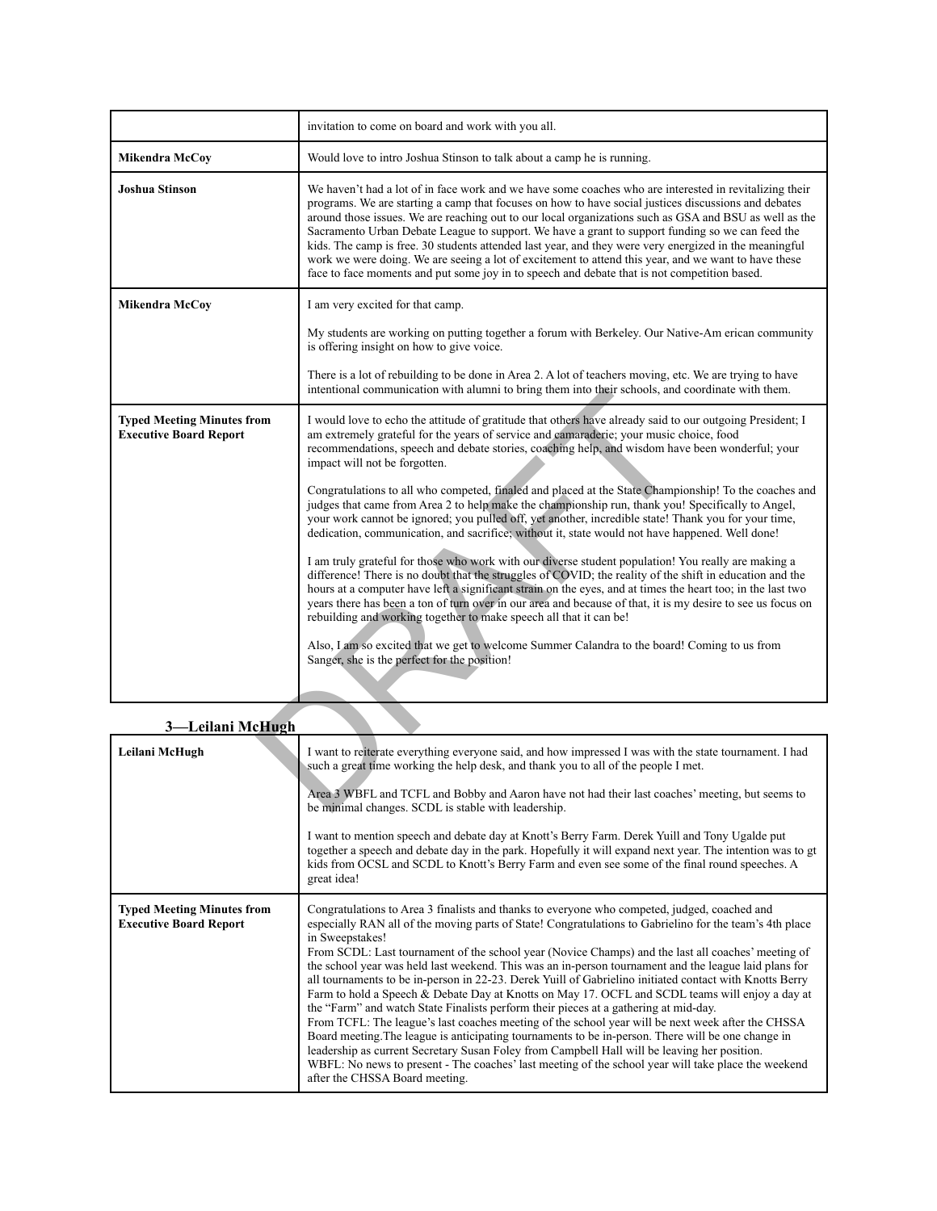| | |
|---|---|
| | invitation to come on board and work with you all. |
| **Mikendra McCoy** | Would love to intro Joshua Stinson to talk about a camp he is running. |
| **Joshua Stinson** | We haven't had a lot of in face work and we have some coaches who are interested in revitalizing their programs. We are starting a camp that focuses on how to have social justices discussions and debates around those issues. We are reaching out to our local organizations such as GSA and BSU as well as the Sacramento Urban Debate League to support. We have a grant to support funding so we can feed the kids. The camp is free. 30 students attended last year, and they were very energized in the meaningful work we were doing. We are seeing a lot of excitement to attend this year, and we want to have these face to face moments and put some joy in to speech and debate that is not competition based. |
| **Mikendra McCoy** | I am very excited for that camp.<br><br>My students are working on putting together a forum with Berkeley. Our Native-Am erican community is offering insight on how to give voice.<br><br>There is a lot of rebuilding to be done in Area 2. A lot of teachers moving, etc. We are trying to have intentional communication with alumni to bring them into their schools, and coordinate with them. |
| **Typed Meeting Minutes from Executive Board Report** | I would love to echo the attitude of gratitude that others have already said to our outgoing President; I am extremely grateful for the years of service and camaraderie; your music choice, food recommendations, speech and debate stories, coaching help, and wisdom have been wonderful; your impact will not be forgotten.<br><br>Congratulations to all who competed, finaled and placed at the State Championship! To the coaches and judges that came from Area 2 to help make the championship run, thank you! Specifically to Angel, your work cannot be ignored; you pulled off, yet another, incredible state! Thank you for your time, dedication, communication, and sacrifice; without it, state would not have happened. Well done!<br><br>I am truly grateful for those who work with our diverse student population! You really are making a difference! There is no doubt that the struggles of COVID; the reality of the shift in education and the hours at a computer have left a significant strain on the eyes, and at times the heart too; in the last two years there has been a ton of turn over in our area and because of that, it is my desire to see us focus on rebuilding and working together to make speech all that it can be!<br><br>Also, I am so excited that we get to welcome Summer Calandra to the board! Coming to us from Sanger, she is the perfect for the position! |

### 3—Leilani McHugh

| | |
|---|---|
| **Leilani McHugh** | I want to reiterate everything everyone said, and how impressed I was with the state tournament. I had such a great time working the help desk, and thank you to all of the people I met.<br><br>Area 3 WBFL and TCFL and Bobby and Aaron have not had their last coaches' meeting, but seems to be minimal changes. SCDL is stable with leadership.<br><br>I want to mention speech and debate day at Knott's Berry Farm. Derek Yuill and Tony Ugalde put together a speech and debate day in the park. Hopefully it will expand next year. The intention was to gt kids from OCSL and SCDL to Knott's Berry Farm and even see some of the final round speeches. A great idea! |
| **Typed Meeting Minutes from Executive Board Report** | Congratulations to Area 3 finalists and thanks to everyone who competed, judged, coached and especially RAN all of the moving parts of State! Congratulations to Gabrielino for the team's 4th place in Sweepstakes!<br>From SCDL: Last tournament of the school year (Novice Champs) and the last all coaches' meeting of the school year was held last weekend. This was an in-person tournament and the league laid plans for all tournaments to be in-person in 22-23. Derek Yuill of Gabrielino initiated contact with Knotts Berry Farm to hold a Speech & Debate Day at Knotts on May 17. OCFL and SCDL teams will enjoy a day at the "Farm" and watch State Finalists perform their pieces at a gathering at mid-day.<br>From TCFL: The league's last coaches meeting of the school year will be next week after the CHSSA Board meeting.The league is anticipating tournaments to be in-person. There will be one change in leadership as current Secretary Susan Foley from Campbell Hall will be leaving her position.<br>WBFL: No news to present - The coaches' last meeting of the school year will take place the weekend after the CHSSA Board meeting. |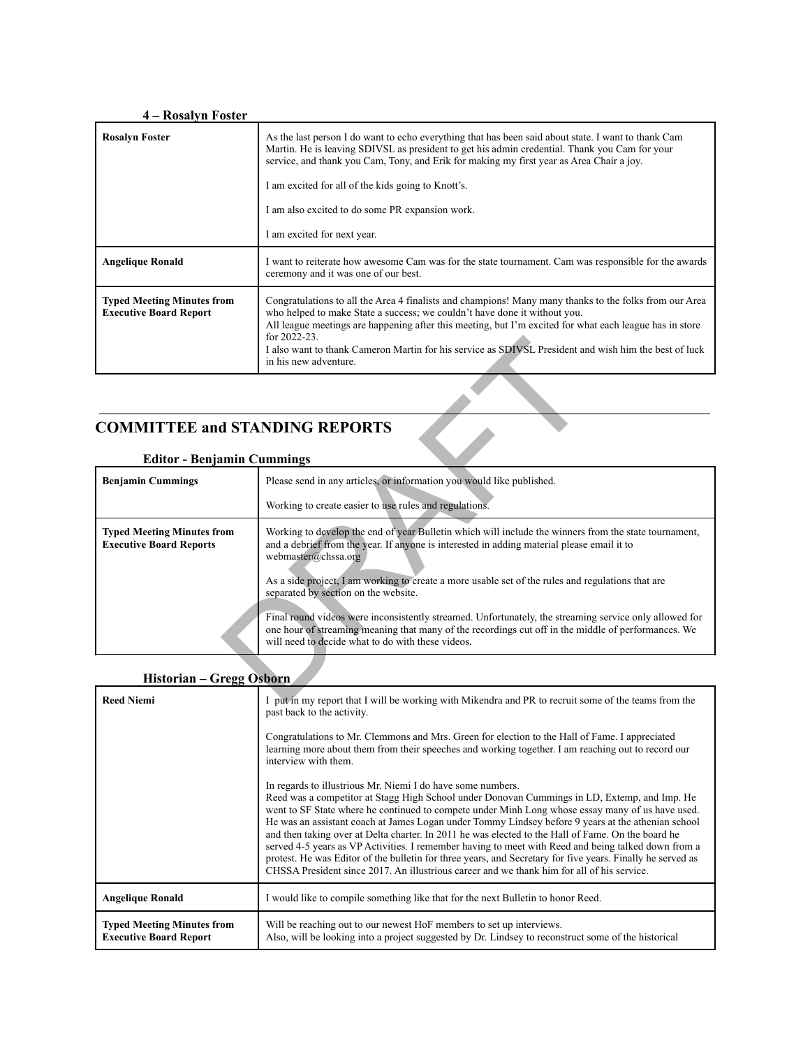#### 4 – Rosalyn Foster

| | |
|---|---|
| **Rosalyn Foster** | As the last person I do want to echo everything that has been said about state. I want to thank Cam Martin. He is leaving SDIVSL as president to get his admin credential. Thank you Cam for your service, and thank you Cam, Tony, and Erik for making my first year as Area Chair a joy.<br><br>I am excited for all of the kids going to Knott's.<br><br>I am also excited to do some PR expansion work.<br><br>I am excited for next year. |
| **Angelique Ronald** | I want to reiterate how awesome Cam was for the state tournament. Cam was responsible for the awards ceremony and it was one of our best. |
| **Typed Meeting Minutes from Executive Board Report** | Congratulations to all the Area 4 finalists and champions! Many many thanks to the folks from our Area who helped to make State a success; we couldn't have done it without you.<br>All league meetings are happening after this meeting, but I'm excited for what each league has in store for 2022-23.<br>I also want to thank Cameron Martin for his service as SDIVSL President and wish him the best of luck in his new adventure. |

---

## COMMITTEE and STANDING REPORTS

#### Editor - Benjamin Cummings

| | |
|---|---|
| **Benjamin Cummings** | Please send in any articles, or information you would like published.<br><br>Working to create easier to use rules and regulations. |
| **Typed Meeting Minutes from Executive Board Reports** | Working to develop the end of year Bulletin which will include the winners from the state tournament, and a debrief from the year. If anyone is interested in adding material please email it to webmaster@chssa.org<br><br>As a side project, I am working to create a more usable set of the rules and regulations that are separated by section on the website.<br><br>Final round videos were inconsistently streamed. Unfortunately, the streaming service only allowed for one hour of streaming meaning that many of the recordings cut off in the middle of performances. We will need to decide what to do with these videos. |

#### Historian – Gregg Osborn

| | |
|---|---|
| **Reed Niemi** | I put in my report that I will be working with Mikendra and PR to recruit some of the teams from the past back to the activity.<br><br>Congratulations to Mr. Clemmons and Mrs. Green for election to the Hall of Fame. I appreciated learning more about them from their speeches and working together. I am reaching out to record our interview with them.<br><br>In regards to illustrious Mr. Niemi I do have some numbers.<br>Reed was a competitor at Stagg High School under Donovan Cummings in LD, Extemp, and Imp. He went to SF State where he continued to compete under Minh Long whose essay many of us have used. He was an assistant coach at James Logan under Tommy Lindsey before 9 years at the athenian school and then taking over at Delta charter. In 2011 he was elected to the Hall of Fame. On the board he served 4-5 years as VP Activities. I remember having to meet with Reed and being talked down from a protest. He was Editor of the bulletin for three years, and Secretary for five years. Finally he served as CHSSA President since 2017. An illustrious career and we thank him for all of his service. |
| **Angelique Ronald** | I would like to compile something like that for the next Bulletin to honor Reed. |
| **Typed Meeting Minutes from Executive Board Report** | Will be reaching out to our newest HoF members to set up interviews.<br>Also, will be looking into a project suggested by Dr. Lindsey to reconstruct some of the historical |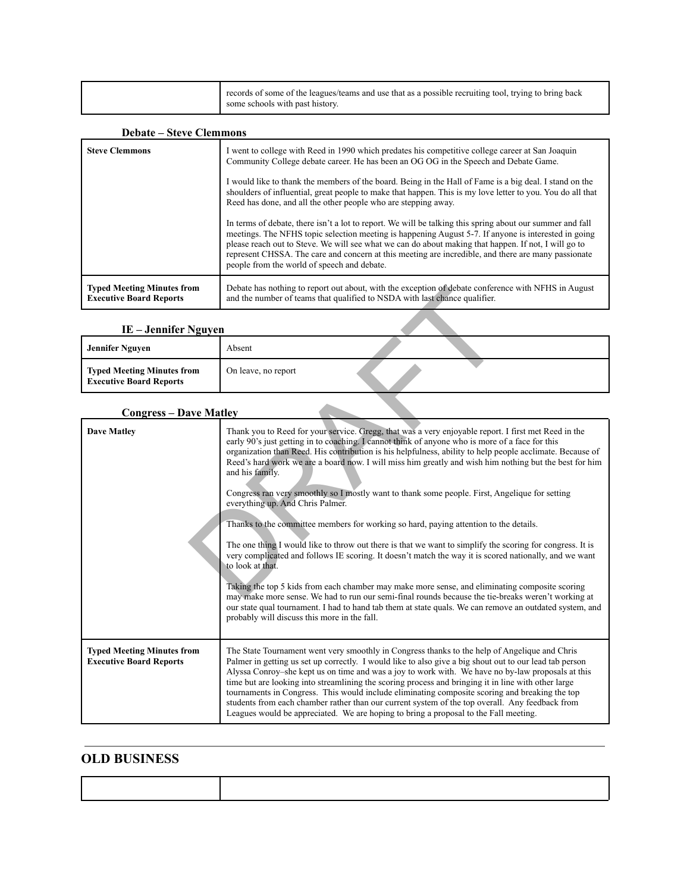| | |
|---|---|
| | records of some of the leagues/teams and use that as a possible recruiting tool, trying to bring back some schools with past history. |

### Debate – Steve Clemmons

| | |
|---|---|
| **Steve Clemmons** | I went to college with Reed in 1990 which predates his competitive college career at San Joaquin Community College debate career. He has been an OG OG in the Speech and Debate Game.<br><br>I would like to thank the members of the board. Being in the Hall of Fame is a big deal. I stand on the shoulders of influential, great people to make that happen. This is my love letter to you. You do all that Reed has done, and all the other people who are stepping away.<br><br>In terms of debate, there isn't a lot to report. We will be talking this spring about our summer and fall meetings. The NFHS topic selection meeting is happening August 5-7. If anyone is interested in going please reach out to Steve. We will see what we can do about making that happen. If not, I will go to represent CHSSA. The care and concern at this meeting are incredible, and there are many passionate people from the world of speech and debate. |
| **Typed Meeting Minutes from Executive Board Reports** | Debate has nothing to report out about, with the exception of debate conference with NFHS in August and the number of teams that qualified to NSDA with last chance qualifier. |

### IE – Jennifer Nguyen

| | |
|---|---|
| **Jennifer Nguyen** | Absent |
| **Typed Meeting Minutes from Executive Board Reports** | On leave, no report |

### Congress – Dave Matley

| | |
|---|---|
| **Dave Matley** | Thank you to Reed for your service. Gregg, that was a very enjoyable report. I first met Reed in the early 90's just getting in to coaching. I cannot think of anyone who is more of a face for this organization than Reed. His contribution is his helpfulness, ability to help people acclimate. Because of Reed's hard work we are a board now. I will miss him greatly and wish him nothing but the best for him and his family.<br><br>Congress ran very smoothly so I mostly want to thank some people. First, Angelique for setting everything up. And Chris Palmer.<br><br>Thanks to the committee members for working so hard, paying attention to the details.<br><br>The one thing I would like to throw out there is that we want to simplify the scoring for congress. It is very complicated and follows IE scoring. It doesn't match the way it is scored nationally, and we want to look at that.<br><br>Taking the top 5 kids from each chamber may make more sense, and eliminating composite scoring may make more sense. We had to run our semi-final rounds because the tie-breaks weren't working at our state qual tournament. I had to hand tab them at state quals. We can remove an outdated system, and probably will discuss this more in the fall. |
| **Typed Meeting Minutes from Executive Board Reports** | The State Tournament went very smoothly in Congress thanks to the help of Angelique and Chris Palmer in getting us set up correctly. I would like to also give a big shout out to our lead tab person Alyssa Conroy–she kept us on time and was a joy to work with. We have no by-law proposals at this time but are looking into streamlining the scoring process and bringing it in line with other large tournaments in Congress. This would include eliminating composite scoring and breaking the top students from each chamber rather than our current system of the top overall. Any feedback from Leagues would be appreciated. We are hoping to bring a proposal to the Fall meeting. |

## OLD BUSINESS

| | |
|---|---|
| | |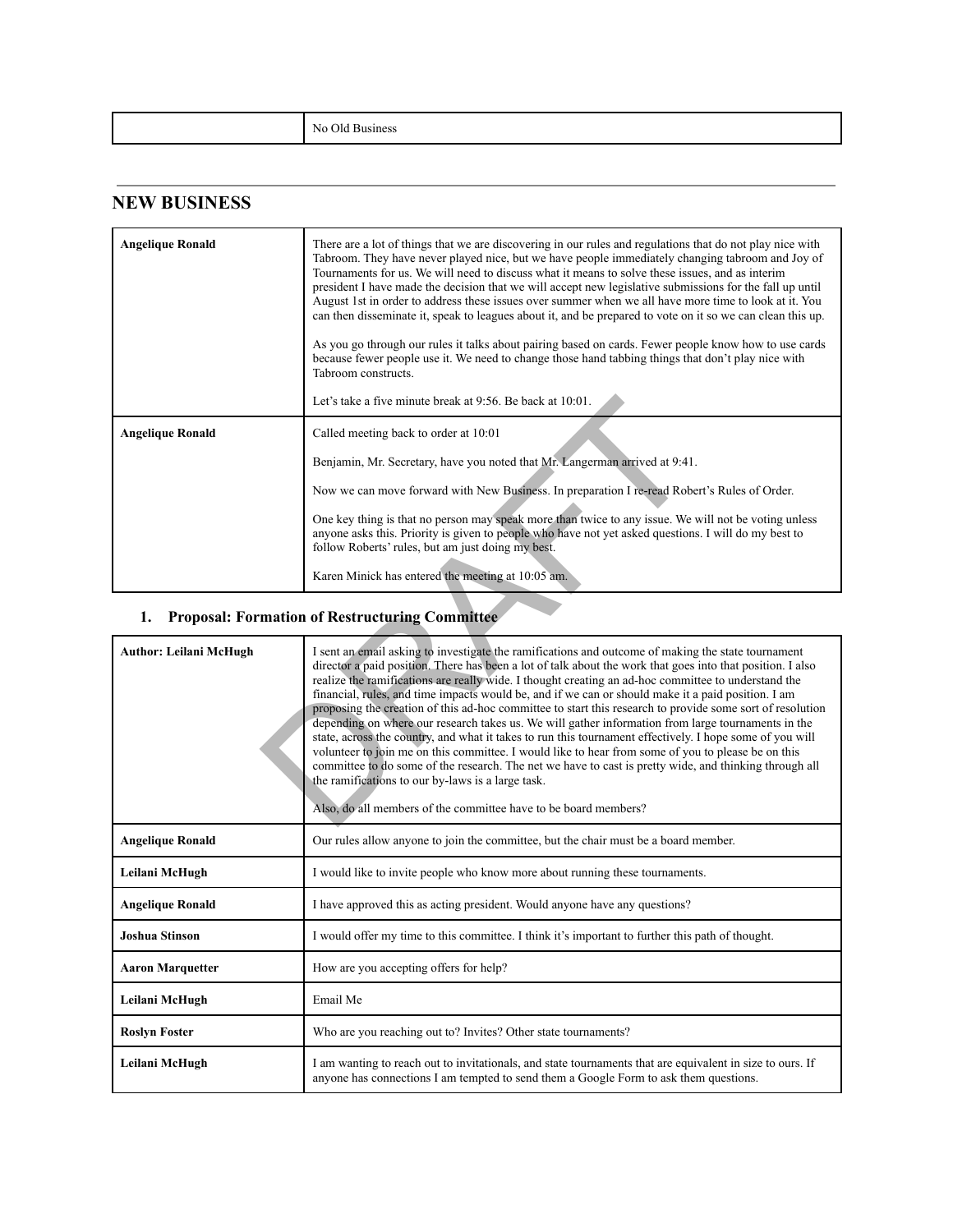| | No Old Business |
|---|---|

---

## NEW BUSINESS

| | |
|---|---|
| **Angelique Ronald** | There are a lot of things that we are discovering in our rules and regulations that do not play nice with Tabroom. They have never played nice, but we have people immediately changing tabroom and Joy of Tournaments for us. We will need to discuss what it means to solve these issues, and as interim president I have made the decision that we will accept new legislative submissions for the fall up until August 1st in order to address these issues over summer when we all have more time to look at it. You can then disseminate it, speak to leagues about it, and be prepared to vote on it so we can clean this up.<br><br>As you go through our rules it talks about pairing based on cards. Fewer people know how to use cards because fewer people use it. We need to change those hand tabbing things that don't play nice with Tabroom constructs.<br><br>Let's take a five minute break at 9:56. Be back at 10:01. |
| **Angelique Ronald** | Called meeting back to order at 10:01<br><br>Benjamin, Mr. Secretary, have you noted that Mr. Langerman arrived at 9:41.<br><br>Now we can move forward with New Business. In preparation I re-read Robert's Rules of Order.<br><br>One key thing is that no person may speak more than twice to any issue. We will not be voting unless anyone asks this. Priority is given to people who have not yet asked questions. I will do my best to follow Roberts' rules, but am just doing my best.<br><br>Karen Minick has entered the meeting at 10:05 am. |

### 1. Proposal: Formation of Restructuring Committee

| | |
|---|---|
| **Author: Leilani McHugh** | I sent an email asking to investigate the ramifications and outcome of making the state tournament director a paid position. There has been a lot of talk about the work that goes into that position. I also realize the ramifications are really wide. I thought creating an ad-hoc committee to understand the financial, rules, and time impacts would be, and if we can or should make it a paid position. I am proposing the creation of this ad-hoc committee to start this research to provide some sort of resolution depending on where our research takes us. We will gather information from large tournaments in the state, across the country, and what it takes to run this tournament effectively. I hope some of you will volunteer to join me on this committee. I would like to hear from some of you to please be on this committee to do some of the research. The net we have to cast is pretty wide, and thinking through all the ramifications to our by-laws is a large task.<br><br>Also, do all members of the committee have to be board members? |
| **Angelique Ronald** | Our rules allow anyone to join the committee, but the chair must be a board member. |
| **Leilani McHugh** | I would like to invite people who know more about running these tournaments. |
| **Angelique Ronald** | I have approved this as acting president. Would anyone have any questions? |
| **Joshua Stinson** | I would offer my time to this committee. I think it's important to further this path of thought. |
| **Aaron Marquetter** | How are you accepting offers for help? |
| **Leilani McHugh** | Email Me |
| **Roslyn Foster** | Who are you reaching out to? Invites? Other state tournaments? |
| **Leilani McHugh** | I am wanting to reach out to invitationals, and state tournaments that are equivalent in size to ours. If anyone has connections I am tempted to send them a Google Form to ask them questions. |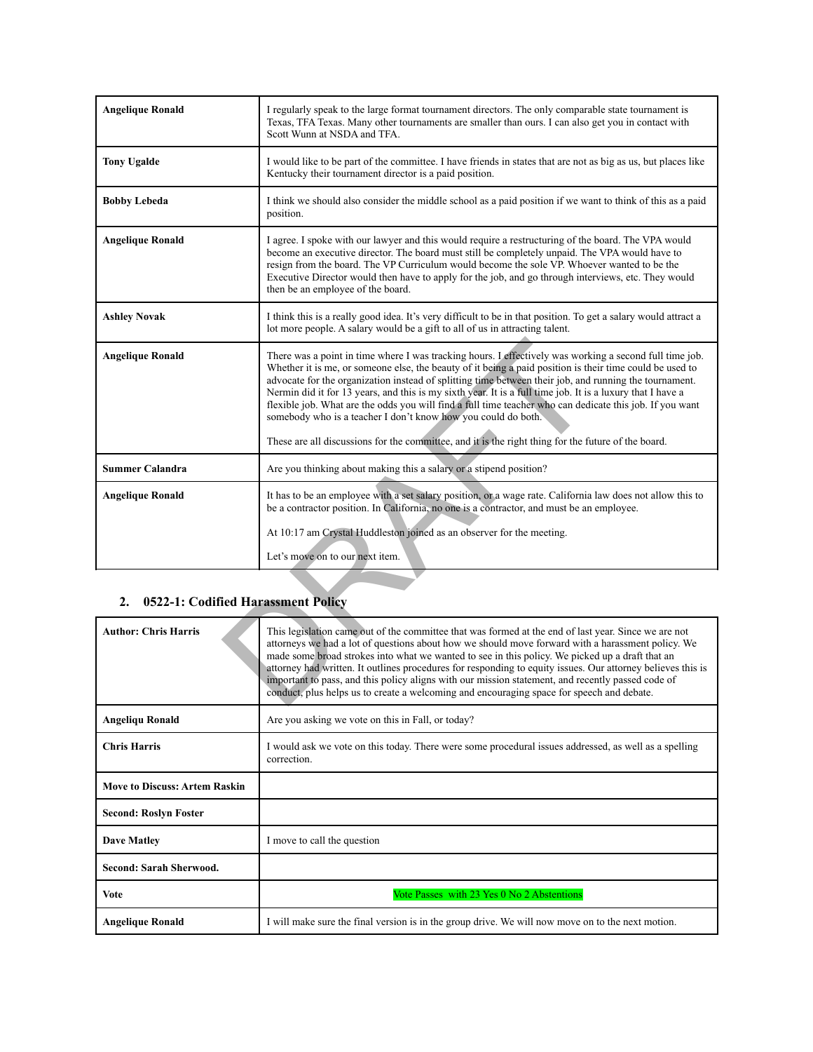| Angelique Ronald | I regularly speak to the large format tournament directors. The only comparable state tournament is Texas, TFA Texas. Many other tournaments are smaller than ours. I can also get you in contact with Scott Wunn at NSDA and TFA. |
|---|---|
| **Tony Ugalde** | I would like to be part of the committee. I have friends in states that are not as big as us, but places like Kentucky their tournament director is a paid position. |
| **Bobby Lebeda** | I think we should also consider the middle school as a paid position if we want to think of this as a paid position. |
| **Angelique Ronald** | I agree. I spoke with our lawyer and this would require a restructuring of the board. The VPA would become an executive director. The board must still be completely unpaid. The VPA would have to resign from the board. The VP Curriculum would become the sole VP. Whoever wanted to be the Executive Director would then have to apply for the job, and go through interviews, etc. They would then be an employee of the board. |
| **Ashley Novak** | I think this is a really good idea. It's very difficult to be in that position. To get a salary would attract a lot more people. A salary would be a gift to all of us in attracting talent. |
| **Angelique Ronald** | There was a point in time where I was tracking hours. I effectively was working a second full time job. Whether it is me, or someone else, the beauty of it being a paid position is their time could be used to advocate for the organization instead of splitting time between their job, and running the tournament. Nermin did it for 13 years, and this is my sixth year. It is a full time job. It is a luxury that I have a flexible job. What are the odds you will find a full time teacher who can dedicate this job. If you want somebody who is a teacher I don't know how you could do both.<br><br>These are all discussions for the committee, and it is the right thing for the future of the board. |
| **Summer Calandra** | Are you thinking about making this a salary or a stipend position? |
| **Angelique Ronald** | It has to be an employee with a set salary position, or a wage rate. California law does not allow this to be a contractor position. In California, no one is a contractor, and must be an employee.<br><br>At 10:17 am Crystal Huddleston joined as an observer for the meeting.<br><br>Let's move on to our next item. |

## 2. 0522-1: Codified Harassment Policy

| Author: Chris Harris | This legislation came out of the committee that was formed at the end of last year. Since we are not attorneys we had a lot of questions about how we should move forward with a harassment policy. We made some broad strokes into what we wanted to see in this policy. We picked up a draft that an attorney had written. It outlines procedures for responding to equity issues. Our attorney believes this is important to pass, and this policy aligns with our mission statement, and recently passed code of conduct, plus helps us to create a welcoming and encouraging space for speech and debate. |
|---|---|
| **Angeliqu Ronald** | Are you asking we vote on this in Fall, or today? |
| **Chris Harris** | I would ask we vote on this today. There were some procedural issues addressed, as well as a spelling correction. |
| **Move to Discuss: Artem Raskin** | |
| **Second: Roslyn Foster** | |
| **Dave Matley** | I move to call the question |
| **Second: Sarah Sherwood.** | |
| **Vote** | Vote Passes with 23 Yes 0 No 2 Abstentions |
| **Angelique Ronald** | I will make sure the final version is in the group drive. We will now move on to the next motion. |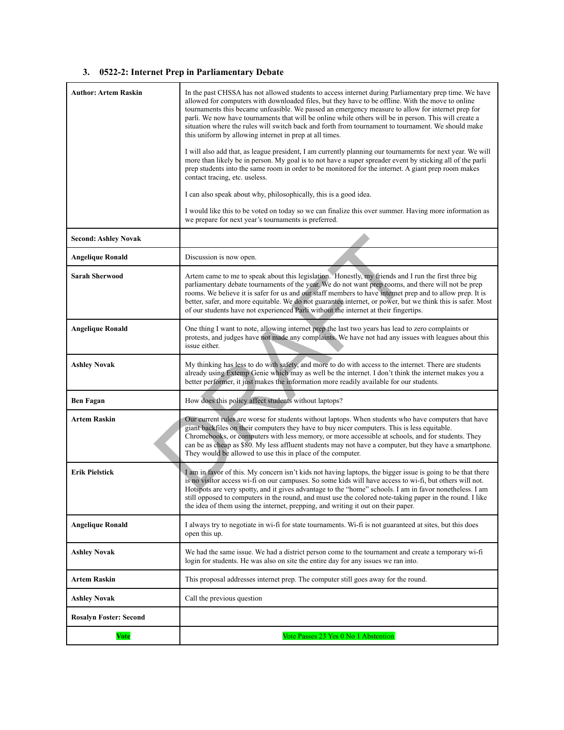### 3. 0522-2: Internet Prep in Parliamentary Debate

| | |
|---|---|
| **Author: Artem Raskin** | In the past CHSSA has not allowed students to access internet during Parliamentary prep time. We have allowed for computers with downloaded files, but they have to be offline. With the move to online tournaments this became unfeasible. We passed an emergency measure to allow for internet prep for parli. We now have tournaments that will be online while others will be in person. This will create a situation where the rules will switch back and forth from tournament to tournament. We should make this uniform by allowing internet in prep at all times.<br><br>I will also add that, as league president, I am currently planning our tournamernts for next year. We will more than likely be in person. My goal is to not have a super spreader event by sticking all of the parli prep students into the same room in order to be monitored for the internet. A giant prep room makes contact tracing, etc. useless.<br><br>I can also speak about why, philosophically, this is a good idea.<br><br>I would like this to be voted on today so we can finalize this over summer. Having more information as we prepare for next year's tournaments is preferred. |
| **Second: Ashley Novak** | |
| **Angelique Ronald** | Discussion is now open. |
| **Sarah Sherwood** | Artem came to me to speak about this legislation. Honestly, my friends and I run the first three big parliamentary debate tournaments of the year. We do not want prep rooms, and there will not be prep rooms. We believe it is safer for us and our staff members to have internet prep and to allow prep. It is better, safer, and more equitable. We do not guarantee internet, or power, but we think this is safer. Most of our students have not experienced Parli without the internet at their fingertips. |
| **Angelique Ronald** | One thing I want to note, allowing internet prep the last two years has lead to zero complaints or protests, and judges have not made any complaints. We have not had any issues with leagues about this issue either. |
| **Ashley Novak** | My thinking has less to do with safety, and more to do with access to the internet. There are students already using Extemp Genie which may as well be the internet. I don't think the internet makes you a better performer, it just makes the information more readily available for our students. |
| **Ben Fagan** | How does this policy affect students without laptops? |
| **Artem Raskin** | Our current rules are worse for students without laptops. When students who have computers that have giant backfiles on their computers they have to buy nicer computers. This is less equitable. Chromebooks, or computers with less memory, or more accessible at schools, and for students. They can be as cheap as $80. My less affluent students may not have a computer, but they have a smartphone. They would be allowed to use this in place of the computer. |
| **Erik Pielstick** | I am in favor of this. My concern isn't kids not having laptops, the bigger issue is going to be that there is no visitor access wi-fi on our campuses. So some kids will have access to wi-fi, but others will not. Hotspots are very spotty, and it gives advantage to the "home" schools. I am in favor nonetheless. I am still opposed to computers in the round, and must use the colored note-taking paper in the round. I like the idea of them using the internet, prepping, and writing it out on their paper. |
| **Angelique Ronald** | I always try to negotiate in wi-fi for state tournaments. Wi-fi is not guaranteed at sites, but this does open this up. |
| **Ashley Novak** | We had the same issue. We had a district person come to the tournament and create a temporary wi-fi login for students. He was also on site the entire day for any issues we ran into. |
| **Artem Raskin** | This proposal addresses internet prep. The computer still goes away for the round. |
| **Ashley Novak** | Call the previous question |
| **Rosalyn Foster: Second** | |
| **Vote** | Vote Passes 23 Yes 0 No 1 Abstention |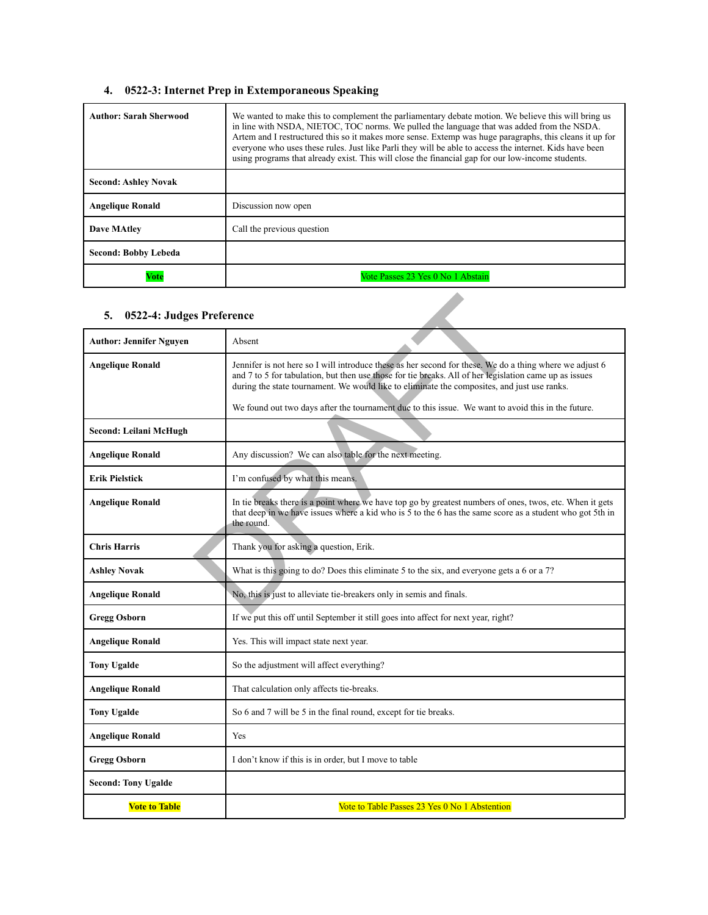### 4. 0522-3: Internet Prep in Extemporaneous Speaking

| | |
|---|---|
| **Author: Sarah Sherwood** | We wanted to make this to complement the parliamentary debate motion. We believe this will bring us in line with NSDA, NIETOC, TOC norms. We pulled the language that was added from the NSDA. Artem and I restructured this so it makes more sense. Extemp was huge paragraphs, this cleans it up for everyone who uses these rules. Just like Parli they will be able to access the internet. Kids have been using programs that already exist. This will close the financial gap for our low-income students. |
| **Second: Ashley Novak** | |
| **Angelique Ronald** | Discussion now open |
| **Dave MAtley** | Call the previous question |
| **Second: Bobby Lebeda** | |
| **Vote** | Vote Passes 23 Yes 0 No 1 Abstain |

### 5. 0522-4: Judges Preference

| | |
|---|---|
| **Author: Jennifer Nguyen** | Absent |
| **Angelique Ronald** | Jennifer is not here so I will introduce these as her second for these. We do a thing where we adjust 6 and 7 to 5 for tabulation, but then use those for tie breaks. All of her legislation came up as issues during the state tournament. We would like to eliminate the composites, and just use ranks.<br><br>We found out two days after the tournament due to this issue. We want to avoid this in the future. |
| **Second: Leilani McHugh** | |
| **Angelique Ronald** | Any discussion? We can also table for the next meeting. |
| **Erik Pielstick** | I'm confused by what this means. |
| **Angelique Ronald** | In tie breaks there is a point where we have top go by greatest numbers of ones, twos, etc. When it gets that deep in we have issues where a kid who is 5 to the 6 has the same score as a student who got 5th in the round. |
| **Chris Harris** | Thank you for asking a question, Erik. |
| **Ashley Novak** | What is this going to do? Does this eliminate 5 to the six, and everyone gets a 6 or a 7? |
| **Angelique Ronald** | No, this is just to alleviate tie-breakers only in semis and finals. |
| **Gregg Osborn** | If we put this off until September it still goes into affect for next year, right? |
| **Angelique Ronald** | Yes. This will impact state next year. |
| **Tony Ugalde** | So the adjustment will affect everything? |
| **Angelique Ronald** | That calculation only affects tie-breaks. |
| **Tony Ugalde** | So 6 and 7 will be 5 in the final round, except for tie breaks. |
| **Angelique Ronald** | Yes |
| **Gregg Osborn** | I don't know if this is in order, but I move to table |
| **Second: Tony Ugalde** | |
| **Vote to Table** | Vote to Table Passes 23 Yes 0 No 1 Abstention |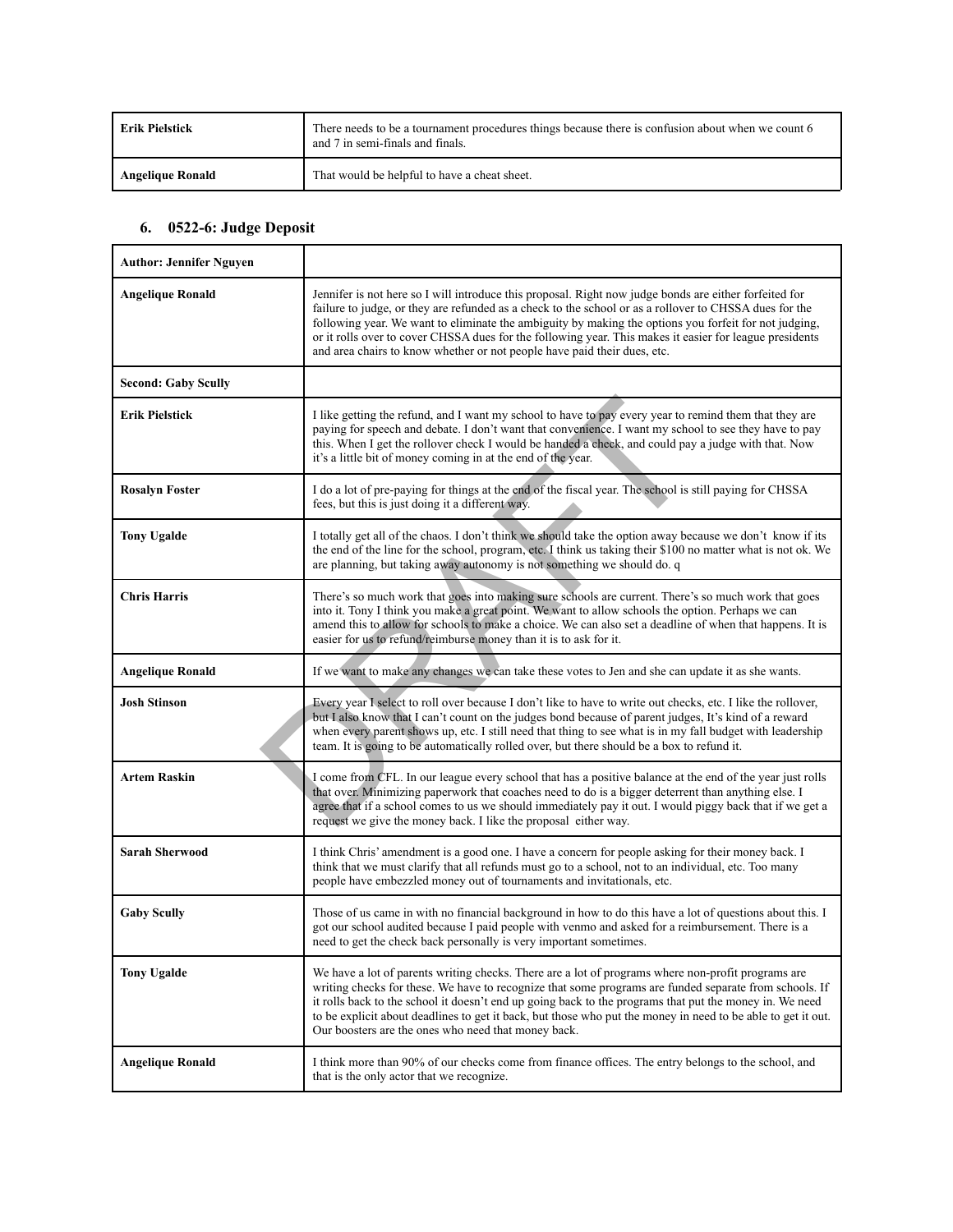| | |
|---|---|
| **Erik Pielstick** | There needs to be a tournament procedures things because there is confusion about when we count 6 and 7 in semi-finals and finals. |
| **Angelique Ronald** | That would be helpful to have a cheat sheet. |

### 6. 0522-6: Judge Deposit

| **Author: Jennifer Nguyen** | |
|---|---|
| **Angelique Ronald** | Jennifer is not here so I will introduce this proposal. Right now judge bonds are either forfeited for failure to judge, or they are refunded as a check to the school or as a rollover to CHSSA dues for the following year. We want to eliminate the ambiguity by making the options you forfeit for not judging, or it rolls over to cover CHSSA dues for the following year. This makes it easier for league presidents and area chairs to know whether or not people have paid their dues, etc. |
| **Second: Gaby Scully** | |
| **Erik Pielstick** | I like getting the refund, and I want my school to have to pay every year to remind them that they are paying for speech and debate. I don't want that convenience. I want my school to see they have to pay this. When I get the rollover check I would be handed a check, and could pay a judge with that. Now it's a little bit of money coming in at the end of the year. |
| **Rosalyn Foster** | I do a lot of pre-paying for things at the end of the fiscal year. The school is still paying for CHSSA fees, but this is just doing it a different way. |
| **Tony Ugalde** | I totally get all of the chaos. I don't think we should take the option away because we don't know if its the end of the line for the school, program, etc. I think us taking their $100 no matter what is not ok. We are planning, but taking away autonomy is not something we should do. q |
| **Chris Harris** | There's so much work that goes into making sure schools are current. There's so much work that goes into it. Tony I think you make a great point. We want to allow schools the option. Perhaps we can amend this to allow for schools to make a choice. We can also set a deadline of when that happens. It is easier for us to refund/reimburse money than it is to ask for it. |
| **Angelique Ronald** | If we want to make any changes we can take these votes to Jen and she can update it as she wants. |
| **Josh Stinson** | Every year I select to roll over because I don't like to have to write out checks, etc. I like the rollover, but I also know that I can't count on the judges bond because of parent judges, It's kind of a reward when every parent shows up, etc. I still need that thing to see what is in my fall budget with leadership team. It is going to be automatically rolled over, but there should be a box to refund it. |
| **Artem Raskin** | I come from CFL. In our league every school that has a positive balance at the end of the year just rolls that over. Minimizing paperwork that coaches need to do is a bigger deterrent than anything else. I agree that if a school comes to us we should immediately pay it out. I would piggy back that if we get a request we give the money back. I like the proposal either way. |
| **Sarah Sherwood** | I think Chris' amendment is a good one. I have a concern for people asking for their money back. I think that we must clarify that all refunds must go to a school, not to an individual, etc. Too many people have embezzled money out of tournaments and invitationals, etc. |
| **Gaby Scully** | Those of us came in with no financial background in how to do this have a lot of questions about this. I got our school audited because I paid people with venmo and asked for a reimbursement. There is a need to get the check back personally is very important sometimes. |
| **Tony Ugalde** | We have a lot of parents writing checks. There are a lot of programs where non-profit programs are writing checks for these. We have to recognize that some programs are funded separate from schools. If it rolls back to the school it doesn't end up going back to the programs that put the money in. We need to be explicit about deadlines to get it back, but those who put the money in need to be able to get it out. Our boosters are the ones who need that money back. |
| **Angelique Ronald** | I think more than 90% of our checks come from finance offices. The entry belongs to the school, and that is the only actor that we recognize. |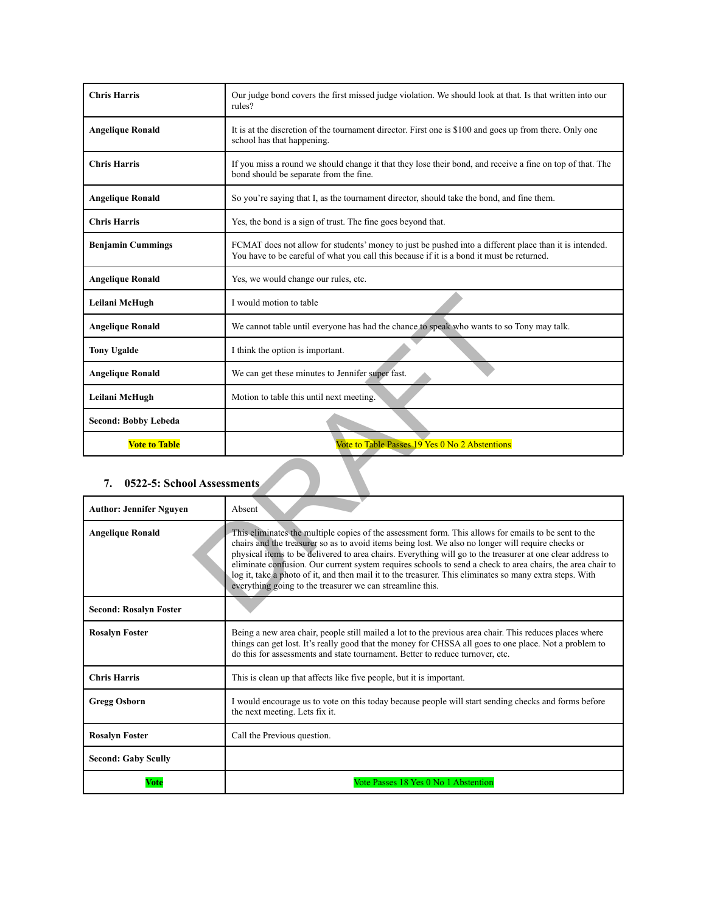| | |
|---|---|
| **Chris Harris** | Our judge bond covers the first missed judge violation. We should look at that. Is that written into our rules? |
| **Angelique Ronald** | It is at the discretion of the tournament director. First one is $100 and goes up from there. Only one school has that happening. |
| **Chris Harris** | If you miss a round we should change it that they lose their bond, and receive a fine on top of that. The bond should be separate from the fine. |
| **Angelique Ronald** | So you're saying that I, as the tournament director, should take the bond, and fine them. |
| **Chris Harris** | Yes, the bond is a sign of trust. The fine goes beyond that. |
| **Benjamin Cummings** | FCMAT does not allow for students' money to just be pushed into a different place than it is intended. You have to be careful of what you call this because if it is a bond it must be returned. |
| **Angelique Ronald** | Yes, we would change our rules, etc. |
| **Leilani McHugh** | I would motion to table |
| **Angelique Ronald** | We cannot table until everyone has had the chance to speak who wants to so Tony may talk. |
| **Tony Ugalde** | I think the option is important. |
| **Angelique Ronald** | We can get these minutes to Jennifer super fast. |
| **Leilani McHugh** | Motion to table this until next meeting. |
| **Second: Bobby Lebeda** | |
| **Vote to Table** | Vote to Table Passes 19 Yes 0 No 2 Abstentions |

### 7. 0522-5: School Assessments

| | |
|---|---|
| **Author: Jennifer Nguyen** | Absent |
| **Angelique Ronald** | This eliminates the multiple copies of the assessment form. This allows for emails to be sent to the chairs and the treasurer so as to avoid items being lost. We also no longer will require checks or physical items to be delivered to area chairs. Everything will go to the treasurer at one clear address to eliminate confusion. Our current system requires schools to send a check to area chairs, the area chair to log it, take a photo of it, and then mail it to the treasurer. This eliminates so many extra steps. With everything going to the treasurer we can streamline this. |
| **Second: Rosalyn Foster** | |
| **Rosalyn Foster** | Being a new area chair, people still mailed a lot to the previous area chair. This reduces places where things can get lost. It's really good that the money for CHSSA all goes to one place. Not a problem to do this for assessments and state tournament. Better to reduce turnover, etc. |
| **Chris Harris** | This is clean up that affects like five people, but it is important. |
| **Gregg Osborn** | I would encourage us to vote on this today because people will start sending checks and forms before the next meeting. Lets fix it. |
| **Rosalyn Foster** | Call the Previous question. |
| **Second: Gaby Scully** | |
| **Vote** | Vote Passes 18 Yes 0 No 1 Abstention |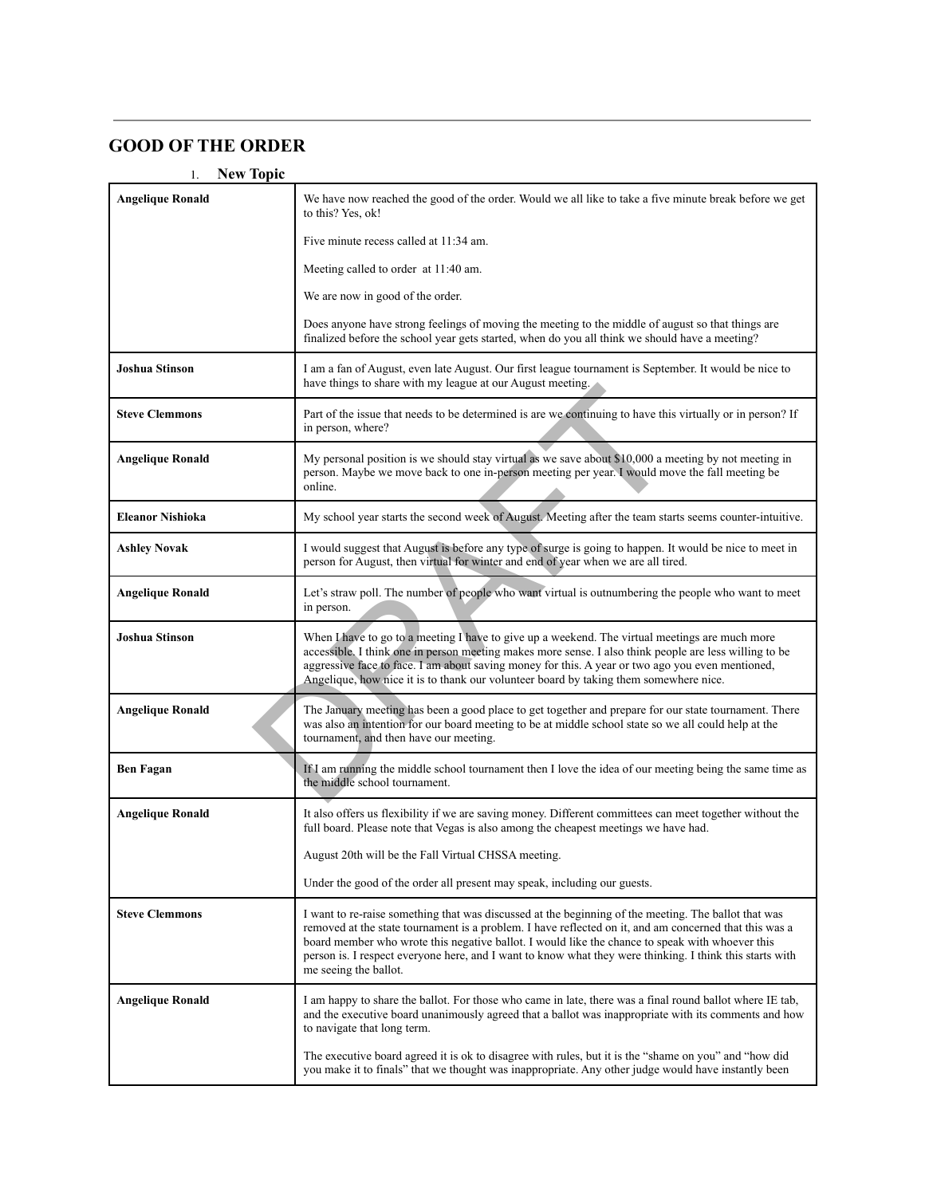## GOOD OF THE ORDER

1. **New Topic**

| | |
|---|---|
| **Angelique Ronald** | We have now reached the good of the order. Would we all like to take a five minute break before we get to this? Yes, ok!<br><br>Five minute recess called at 11:34 am.<br><br>Meeting called to order at 11:40 am.<br><br>We are now in good of the order.<br><br>Does anyone have strong feelings of moving the meeting to the middle of august so that things are finalized before the school year gets started, when do you all think we should have a meeting? |
| **Joshua Stinson** | I am a fan of August, even late August. Our first league tournament is September. It would be nice to have things to share with my league at our August meeting. |
| **Steve Clemmons** | Part of the issue that needs to be determined is are we continuing to have this virtually or in person? If in person, where? |
| **Angelique Ronald** | My personal position is we should stay virtual as we save about $10,000 a meeting by not meeting in person. Maybe we move back to one in-person meeting per year. I would move the fall meeting be online. |
| **Eleanor Nishioka** | My school year starts the second week of August. Meeting after the team starts seems counter-intuitive. |
| **Ashley Novak** | I would suggest that August is before any type of surge is going to happen. It would be nice to meet in person for August, then virtual for winter and end of year when we are all tired. |
| **Angelique Ronald** | Let's straw poll. The number of people who want virtual is outnumbering the people who want to meet in person. |
| **Joshua Stinson** | When I have to go to a meeting I have to give up a weekend. The virtual meetings are much more accessible. I think one in person meeting makes more sense. I also think people are less willing to be aggressive face to face. I am about saving money for this. A year or two ago you even mentioned, Angelique, how nice it is to thank our volunteer board by taking them somewhere nice. |
| **Angelique Ronald** | The January meeting has been a good place to get together and prepare for our state tournament. There was also an intention for our board meeting to be at middle school state so we all could help at the tournament, and then have our meeting. |
| **Ben Fagan** | If I am running the middle school tournament then I love the idea of our meeting being the same time as the middle school tournament. |
| **Angelique Ronald** | It also offers us flexibility if we are saving money. Different committees can meet together without the full board. Please note that Vegas is also among the cheapest meetings we have had.<br><br>August 20th will be the Fall Virtual CHSSA meeting.<br><br>Under the good of the order all present may speak, including our guests. |
| **Steve Clemmons** | I want to re-raise something that was discussed at the beginning of the meeting. The ballot that was removed at the state tournament is a problem. I have reflected on it, and am concerned that this was a board member who wrote this negative ballot. I would like the chance to speak with whoever this person is. I respect everyone here, and I want to know what they were thinking. I think this starts with me seeing the ballot. |
| **Angelique Ronald** | I am happy to share the ballot. For those who came in late, there was a final round ballot where IE tab, and the executive board unanimously agreed that a ballot was inappropriate with its comments and how to navigate that long term.<br><br>The executive board agreed it is ok to disagree with rules, but it is the "shame on you" and "how did you make it to finals" that we thought was inappropriate. Any other judge would have instantly been |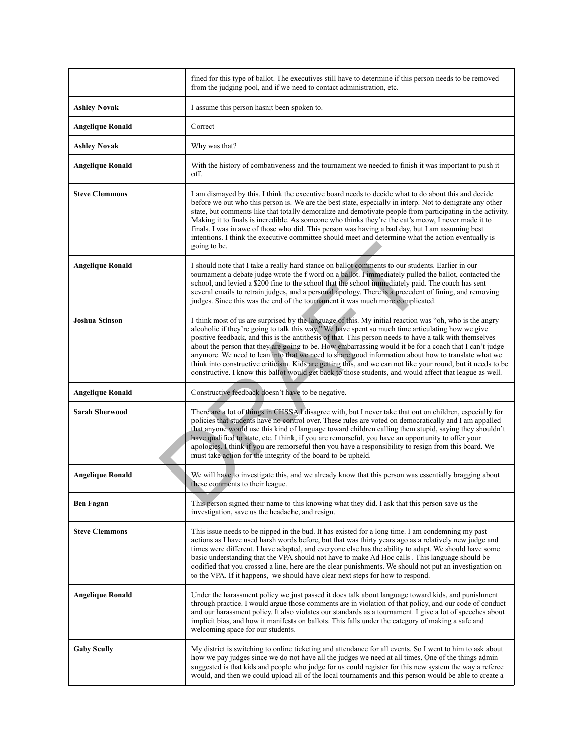| | |
|---|---|
| | fined for this type of ballot. The executives still have to determine if this person needs to be removed from the judging pool, and if we need to contact administration, etc. |
| **Ashley Novak** | I assume this person hasn;t been spoken to. |
| **Angelique Ronald** | Correct |
| **Ashley Novak** | Why was that? |
| **Angelique Ronald** | With the history of combativeness and the tournament we needed to finish it was important to push it off. |
| **Steve Clemmons** | I am dismayed by this. I think the executive board needs to decide what to do about this and decide before we out who this person is. We are the best state, especially in interp. Not to denigrate any other state, but comments like that totally demoralize and demotivate people from participating in the activity. Making it to finals is incredible. As someone who thinks they're the cat's meow, I never made it to finals. I was in awe of those who did. This person was having a bad day, but I am assuming best intentions. I think the executive committee should meet and determine what the action eventually is going to be. |
| **Angelique Ronald** | I should note that I take a really hard stance on ballot comments to our students. Earlier in our tournament a debate judge wrote the f word on a ballot. I immediately pulled the ballot, contacted the school, and levied a $200 fine to the school that the school immediately paid. The coach has sent several emails to retrain judges, and a personal apology. There is a precedent of fining, and removing judges. Since this was the end of the tournament it was much more complicated. |
| **Joshua Stinson** | I think most of us are surprised by the language of this. My initial reaction was "oh, who is the angry alcoholic if they're going to talk this way." We have spent so much time articulating how we give positive feedback, and this is the antithesis of that. This person needs to have a talk with themselves about the person that they are going to be. How embarrassing would it be for a coach that I can't judge anymore. We need to lean into that we need to share good information about how to translate what we think into constructive criticism. Kids are getting this, and we can not like your round, but it needs to be constructive. I know this ballot would get back to those students, and would affect that league as well. |
| **Angelique Ronald** | Constructive feedback doesn't have to be negative. |
| **Sarah Sherwood** | There are a lot of things in CHSSA I disagree with, but I never take that out on children, especially for policies that students have no control over. These rules are voted on democratically and I am appalled that anyone would use this kind of language toward children calling them stupid, saying they shouldn't have qualified to state, etc. I think, if you are remorseful, you have an opportunity to offer your apologies. I think if you are remorseful then you have a responsibility to resign from this board. We must take action for the integrity of the board to be upheld. |
| **Angelique Ronald** | We will have to investigate this, and we already know that this person was essentially bragging about these comments to their league. |
| **Ben Fagan** | This person signed their name to this knowing what they did. I ask that this person save us the investigation, save us the headache, and resign. |
| **Steve Clemmons** | This issue needs to be nipped in the bud. It has existed for a long time. I am condemning my past actions as I have used harsh words before, but that was thirty years ago as a relatively new judge and times were different. I have adapted, and everyone else has the ability to adapt. We should have some basic understanding that the VPA should not have to make Ad Hoc calls . This language should be codified that you crossed a line, here are the clear punishments. We should not put an investigation on to the VPA. If it happens, we should have clear next steps for how to respond. |
| **Angelique Ronald** | Under the harassment policy we just passed it does talk about language toward kids, and punishment through practice. I would argue those comments are in violation of that policy, and our code of conduct and our harassment policy. It also violates our standards as a tournament. I give a lot of speeches about implicit bias, and how it manifests on ballots. This falls under the category of making a safe and welcoming space for our students. |
| **Gaby Scully** | My district is switching to online ticketing and attendance for all events. So I went to him to ask about how we pay judges since we do not have all the judges we need at all times. One of the things admin suggested is that kids and people who judge for us could register for this new system the way a referee would, and then we could upload all of the local tournaments and this person would be able to create a |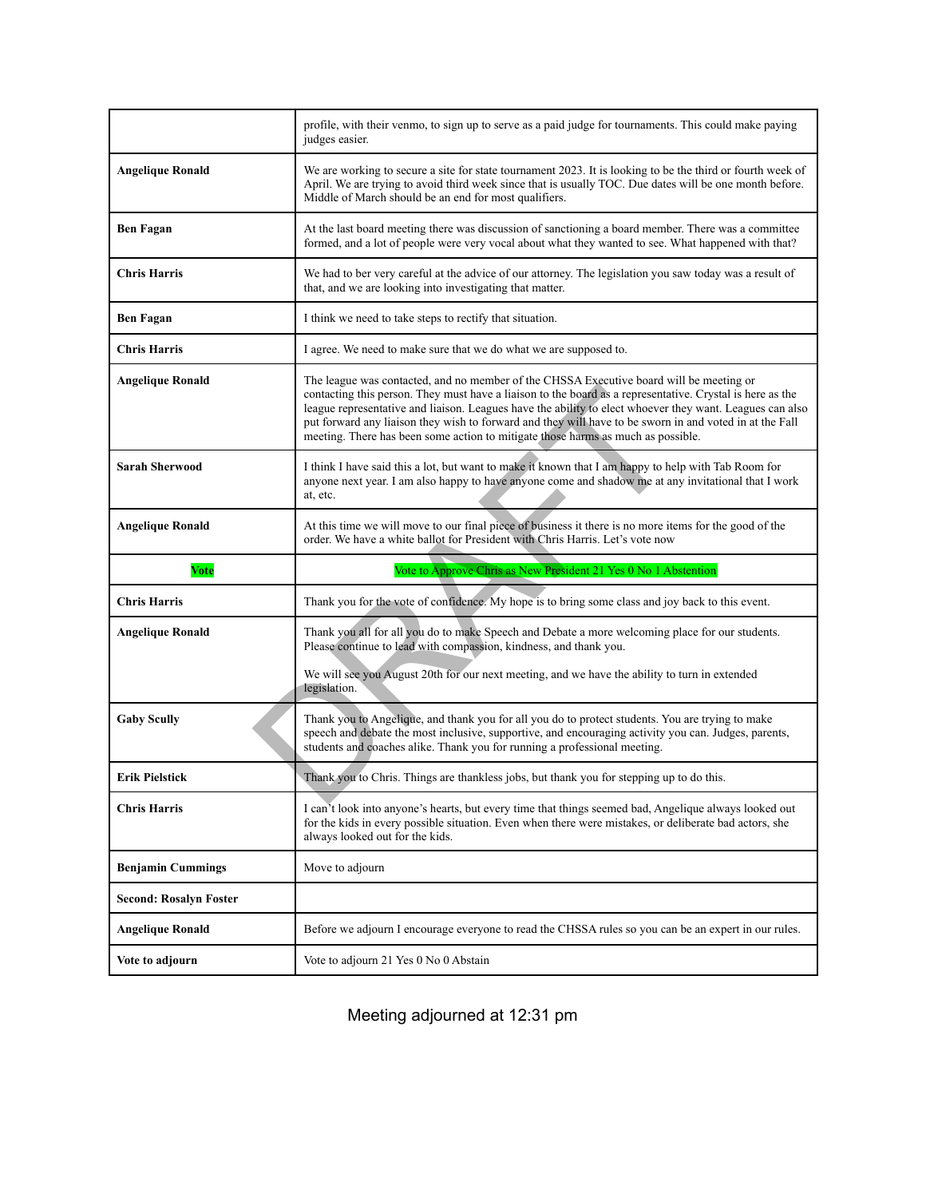| | |
|---|---|
| | profile, with their venmo, to sign up to serve as a paid judge for tournaments. This could make paying judges easier. |
| **Angelique Ronald** | We are working to secure a site for state tournament 2023. It is looking to be the third or fourth week of April. We are trying to avoid third week since that is usually TOC. Due dates will be one month before. Middle of March should be an end for most qualifiers. |
| **Ben Fagan** | At the last board meeting there was discussion of sanctioning a board member. There was a committee formed, and a lot of people were very vocal about what they wanted to see. What happened with that? |
| **Chris Harris** | We had to ber very careful at the advice of our attorney. The legislation you saw today was a result of that, and we are looking into investigating that matter. |
| **Ben Fagan** | I think we need to take steps to rectify that situation. |
| **Chris Harris** | I agree. We need to make sure that we do what we are supposed to. |
| **Angelique Ronald** | The league was contacted, and no member of the CHSSA Executive board will be meeting or contacting this person. They must have a liaison to the board as a representative. Crystal is here as the league representative and liaison. Leagues have the ability to elect whoever they want. Leagues can also put forward any liaison they wish to forward and they will have to be sworn in and voted in at the Fall meeting. There has been some action to mitigate those harms as much as possible. |
| **Sarah Sherwood** | I think I have said this a lot, but want to make it known that I am happy to help with Tab Room for anyone next year. I am also happy to have anyone come and shadow me at any invitational that I work at, etc. |
| **Angelique Ronald** | At this time we will move to our final piece of business it there is no more items for the good of the order. We have a white ballot for President with Chris Harris. Let's vote now |
| **Vote** | Vote to Approve Chris as New President 21 Yes 0 No 1 Abstention |
| **Chris Harris** | Thank you for the vote of confidence. My hope is to bring some class and joy back to this event. |
| **Angelique Ronald** | Thank you all for all you do to make Speech and Debate a more welcoming place for our students. Please continue to lead with compassion, kindness, and thank you.<br><br>We will see you August 20th for our next meeting, and we have the ability to turn in extended legislation. |
| **Gaby Scully** | Thank you to Angelique, and thank you for all you do to protect students. You are trying to make speech and debate the most inclusive, supportive, and encouraging activity you can. Judges, parents, students and coaches alike. Thank you for running a professional meeting. |
| **Erik Pielstick** | Thank you to Chris. Things are thankless jobs, but thank you for stepping up to do this. |
| **Chris Harris** | I can't look into anyone's hearts, but every time that things seemed bad, Angelique always looked out for the kids in every possible situation. Even when there were mistakes, or deliberate bad actors, she always looked out for the kids. |
| **Benjamin Cummings** | Move to adjourn |
| **Second: Rosalyn Foster** | |
| **Angelique Ronald** | Before we adjourn I encourage everyone to read the CHSSA rules so you can be an expert in our rules. |
| **Vote to adjourn** | Vote to adjourn 21 Yes 0 No 0 Abstain |

Meeting adjourned at 12:31 pm